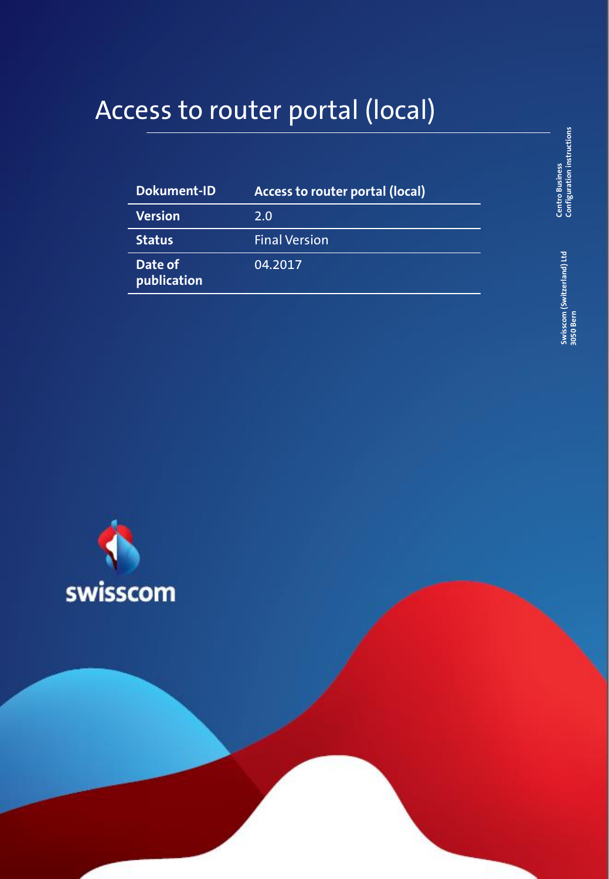# Access to router portal (local)

| Dokument-ID | Access to router portal (local) |
| --- | --- |
| Version | 2.0 |
| Status | Final Version |
| Date of publication | 04.2017 |

Centro Business
Configuration instructions

Swisscom (Switzerland) Ltd
3050 Bern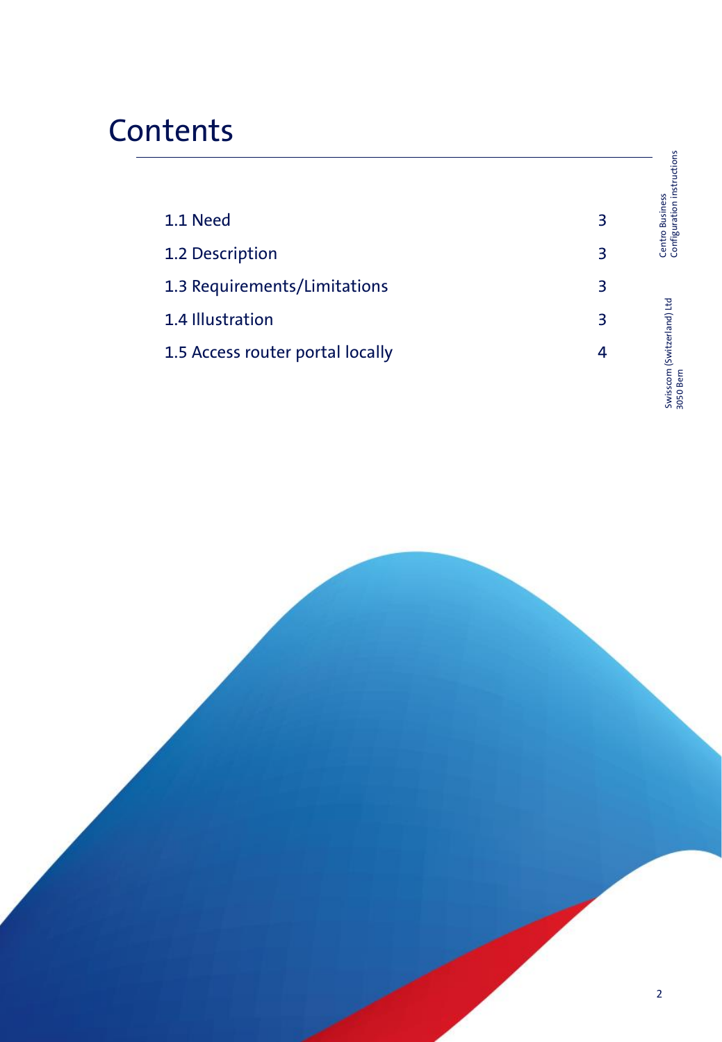# Contents

| | |
|---|---|
| 1.1 Need | 3 |
| 1.2 Description | 3 |
| 1.3 Requirements/Limitations | 3 |
| 1.4 Illustration | 3 |
| 1.5 Access router portal locally | 4 |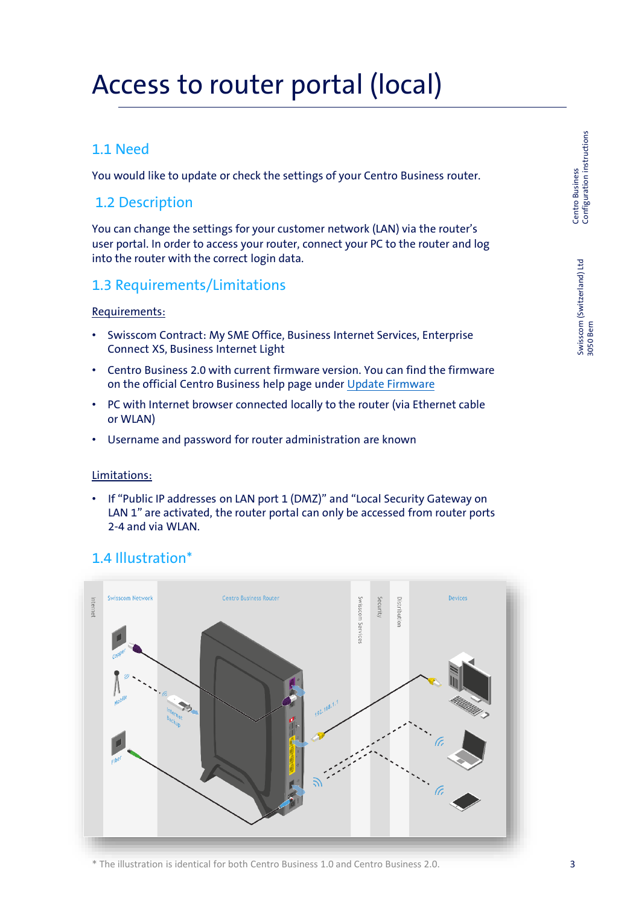# Access to router portal (local)

## 1.1 Need

You would like to update or check the settings of your Centro Business router.

## 1.2 Description

You can change the settings for your customer network (LAN) via the router's user portal. In order to access your router, connect your PC to the router and log into the router with the correct login data.

## 1.3 Requirements/Limitations

Requirements:

- Swisscom Contract: My SME Office, Business Internet Services, Enterprise Connect XS, Business Internet Light
- Centro Business 2.0 with current firmware version. You can find the firmware on the official Centro Business help page under Update Firmware
- PC with Internet browser connected locally to the router (via Ethernet cable or WLAN)
- Username and password for router administration are known

Limitations:

- If "Public IP addresses on LAN port 1 (DMZ)" and "Local Security Gateway on LAN 1" are activated, the router portal can only be accessed from router ports 2-4 and via WLAN.

## 1.4 Illustration*

\* The illustration is identical for both Centro Business 1.0 and Centro Business 2.0.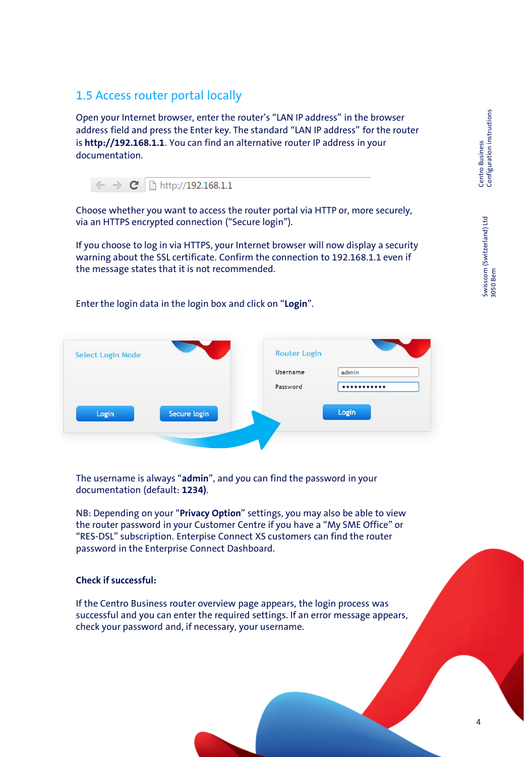## 1.5 Access router portal locally

Open your Internet browser, enter the router's "LAN IP address" in the browser address field and press the Enter key. The standard "LAN IP address" for the router is **http://192.168.1.1**. You can find an alternative router IP address in your documentation.

Choose whether you want to access the router portal via HTTP or, more securely, via an HTTPS encrypted connection ("Secure login").

If you choose to log in via HTTPS, your Internet browser will now display a security warning about the SSL certificate. Confirm the connection to 192.168.1.1 even if the message states that it is not recommended.

Enter the login data in the login box and click on "**Login**".

The username is always "**admin**", and you can find the password in your documentation (default: **1234)**.

NB: Depending on your "**Privacy Option**" settings, you may also be able to view the router password in your Customer Centre if you have a "My SME Office" or "RES-DSL" subscription. Enterpise Connect XS customers can find the router password in the Enterprise Connect Dashboard.

**Check if successful:**

If the Centro Business router overview page appears, the login process was successful and you can enter the required settings. If an error message appears, check your password and, if necessary, your username.